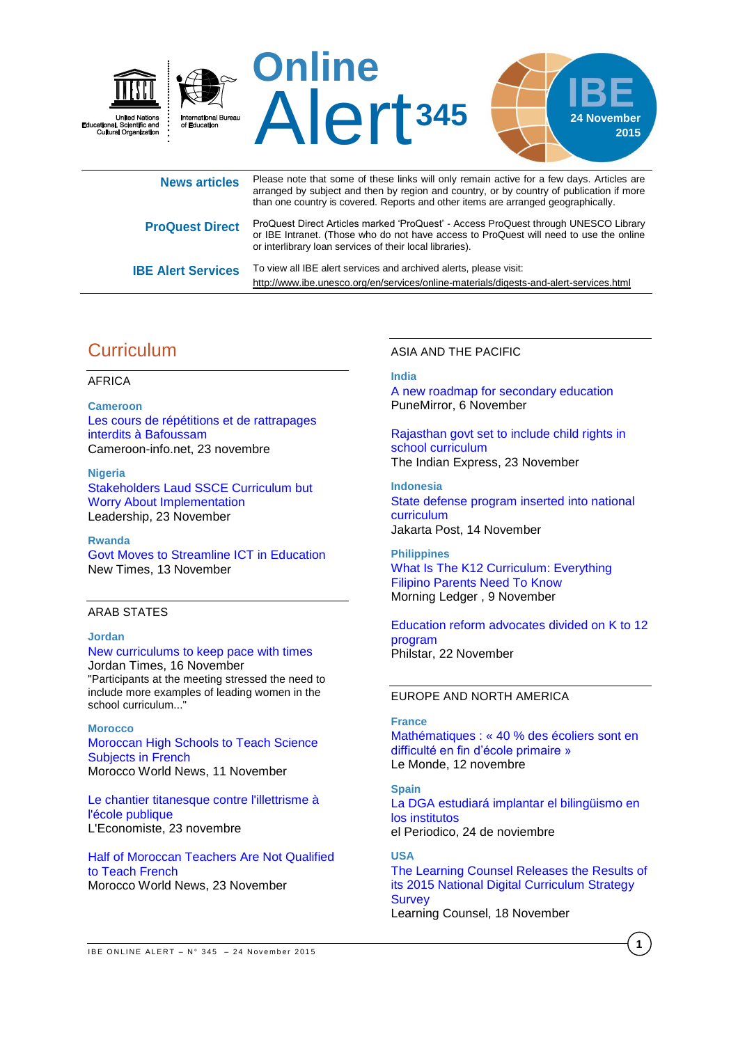United Nations Educational, Scientific and Cultural Organization

International Bureau of Education

# Online Alert 345

IBE 24 November 2015

**News articles** Please note that some of these links will only remain active for a few days. Articles are arranged by subject and then by region and country, or by country of publication if more than one country is covered. Reports and other items are arranged geographically.

**ProQuest Direct** ProQuest Direct Articles marked 'ProQuest' - Access ProQuest through UNESCO Library or IBE Intranet. (Those who do not have access to ProQuest will need to use the online or interlibrary loan services of their local libraries).

**IBE Alert Services** To view all IBE alert services and archived alerts, please visit: http://www.ibe.unesco.org/en/services/online-materials/digests-and-alert-services.html

## Curriculum

### AFRICA

**Cameroon**

Les cours de répétitions et de rattrapages interdits à Bafoussam
Cameroon-info.net, 23 novembre

**Nigeria**

Stakeholders Laud SSCE Curriculum but Worry About Implementation
Leadership, 23 November

**Rwanda**

Govt Moves to Streamline ICT in Education
New Times, 13 November

### ARAB STATES

**Jordan**

New curriculums to keep pace with times
Jordan Times, 16 November
"Participants at the meeting stressed the need to include more examples of leading women in the school curriculum..."

**Morocco**

Moroccan High Schools to Teach Science Subjects in French
Morocco World News, 11 November

Le chantier titanesque contre l'illettrisme à l'école publique
L'Economiste, 23 novembre

Half of Moroccan Teachers Are Not Qualified to Teach French
Morocco World News, 23 November

### ASIA AND THE PACIFIC

**India**

A new roadmap for secondary education
PuneMirror, 6 November

Rajasthan govt set to include child rights in school curriculum
The Indian Express, 23 November

**Indonesia**

State defense program inserted into national curriculum
Jakarta Post, 14 November

**Philippines**

What Is The K12 Curriculum: Everything Filipino Parents Need To Know
Morning Ledger , 9 November

Education reform advocates divided on K to 12 program
Philstar, 22 November

### EUROPE AND NORTH AMERICA

**France**

Mathématiques : « 40 % des écoliers sont en difficulté en fin d'école primaire »
Le Monde, 12 novembre

**Spain**

La DGA estudiará implantar el bilingüismo en los institutos
el Periodico, 24 de noviembre

**USA**

The Learning Counsel Releases the Results of its 2015 National Digital Curriculum Strategy Survey
Learning Counsel, 18 November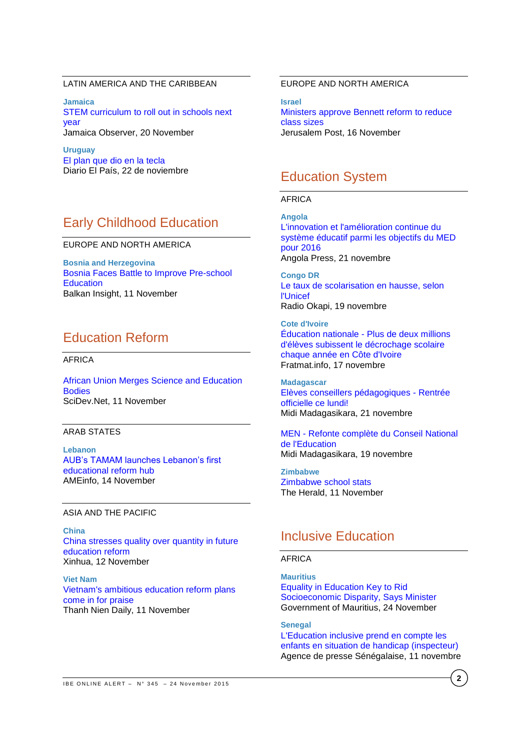LATIN AMERICA AND THE CARIBBEAN

**Jamaica**
STEM curriculum to roll out in schools next year
Jamaica Observer, 20 November

**Uruguay**
El plan que dio en la tecla
Diario El País, 22 de noviembre

## Early Childhood Education

EUROPE AND NORTH AMERICA

**Bosnia and Herzegovina**
Bosnia Faces Battle to Improve Pre-school Education
Balkan Insight, 11 November

## Education Reform

AFRICA

African Union Merges Science and Education Bodies
SciDev.Net, 11 November

ARAB STATES

**Lebanon**
AUB's TAMAM launches Lebanon's first educational reform hub
AMEinfo, 14 November

ASIA AND THE PACIFIC

**China**
China stresses quality over quantity in future education reform
Xinhua, 12 November

**Viet Nam**
Vietnam's ambitious education reform plans come in for praise
Thanh Nien Daily, 11 November

EUROPE AND NORTH AMERICA

**Israel**
Ministers approve Bennett reform to reduce class sizes
Jerusalem Post, 16 November

## Education System

AFRICA

**Angola**
L'innovation et l'amélioration continue du système éducatif parmi les objectifs du MED pour 2016
Angola Press, 21 novembre

**Congo DR**
Le taux de scolarisation en hausse, selon l'Unicef
Radio Okapi, 19 novembre

**Cote d'Ivoire**
Éducation nationale - Plus de deux millions d'élèves subissent le décrochage scolaire chaque année en Côte d'Ivoire
Fratmat.info, 17 novembre

**Madagascar**
Elèves conseillers pédagogiques - Rentrée officielle ce lundi!
Midi Madagasikara, 21 novembre

MEN - Refonte complète du Conseil National de l'Education
Midi Madagasikara, 19 novembre

**Zimbabwe**
Zimbabwe school stats
The Herald, 11 November

## Inclusive Education

AFRICA

**Mauritius**
Equality in Education Key to Rid Socioeconomic Disparity, Says Minister
Government of Mauritius, 24 November

**Senegal**
L'Education inclusive prend en compte les enfants en situation de handicap (inspecteur)
Agence de presse Sénégalaise, 11 novembre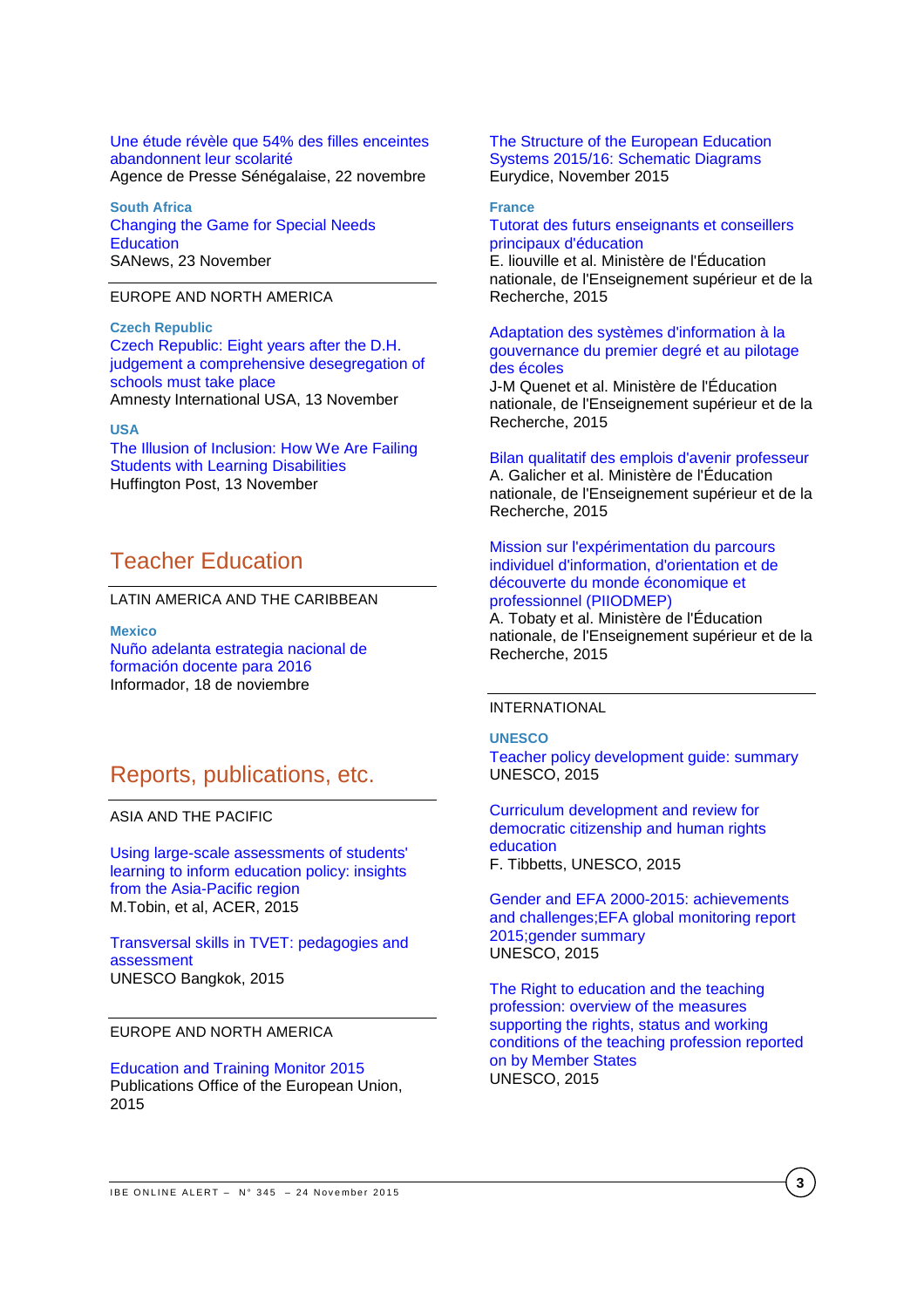Une étude révèle que 54% des filles enceintes abandonnent leur scolarité
Agence de Presse Sénégalaise, 22 novembre

**South Africa**
Changing the Game for Special Needs Education
SANews, 23 November

EUROPE AND NORTH AMERICA

**Czech Republic**
Czech Republic: Eight years after the D.H. judgement a comprehensive desegregation of schools must take place
Amnesty International USA, 13 November

**USA**
The Illusion of Inclusion: How We Are Failing Students with Learning Disabilities
Huffington Post, 13 November

## Teacher Education

LATIN AMERICA AND THE CARIBBEAN

**Mexico**
Nuño adelanta estrategia nacional de formación docente para 2016
Informador, 18 de noviembre

## Reports, publications, etc.

ASIA AND THE PACIFIC

Using large-scale assessments of students' learning to inform education policy: insights from the Asia-Pacific region
M.Tobin, et al, ACER, 2015

Transversal skills in TVET: pedagogies and assessment
UNESCO Bangkok, 2015

EUROPE AND NORTH AMERICA

Education and Training Monitor 2015
Publications Office of the European Union, 2015

The Structure of the European Education Systems 2015/16: Schematic Diagrams
Eurydice, November 2015

**France**
Tutorat des futurs enseignants et conseillers principaux d'éducation
E. liouville et al. Ministère de l'Éducation nationale, de l'Enseignement supérieur et de la Recherche, 2015

Adaptation des systèmes d'information à la gouvernance du premier degré et au pilotage des écoles
J-M Quenet et al. Ministère de l'Éducation nationale, de l'Enseignement supérieur et de la Recherche, 2015

Bilan qualitatif des emplois d'avenir professeur
A. Galicher et al. Ministère de l'Éducation nationale, de l'Enseignement supérieur et de la Recherche, 2015

Mission sur l'expérimentation du parcours individuel d'information, d'orientation et de découverte du monde économique et professionnel (PIIODMEP)
A. Tobaty et al. Ministère de l'Éducation nationale, de l'Enseignement supérieur et de la Recherche, 2015

INTERNATIONAL

**UNESCO**
Teacher policy development guide: summary
UNESCO, 2015

Curriculum development and review for democratic citizenship and human rights education
F. Tibbetts, UNESCO, 2015

Gender and EFA 2000-2015: achievements and challenges;EFA global monitoring report 2015;gender summary
UNESCO, 2015

The Right to education and the teaching profession: overview of the measures supporting the rights, status and working conditions of the teaching profession reported on by Member States
UNESCO, 2015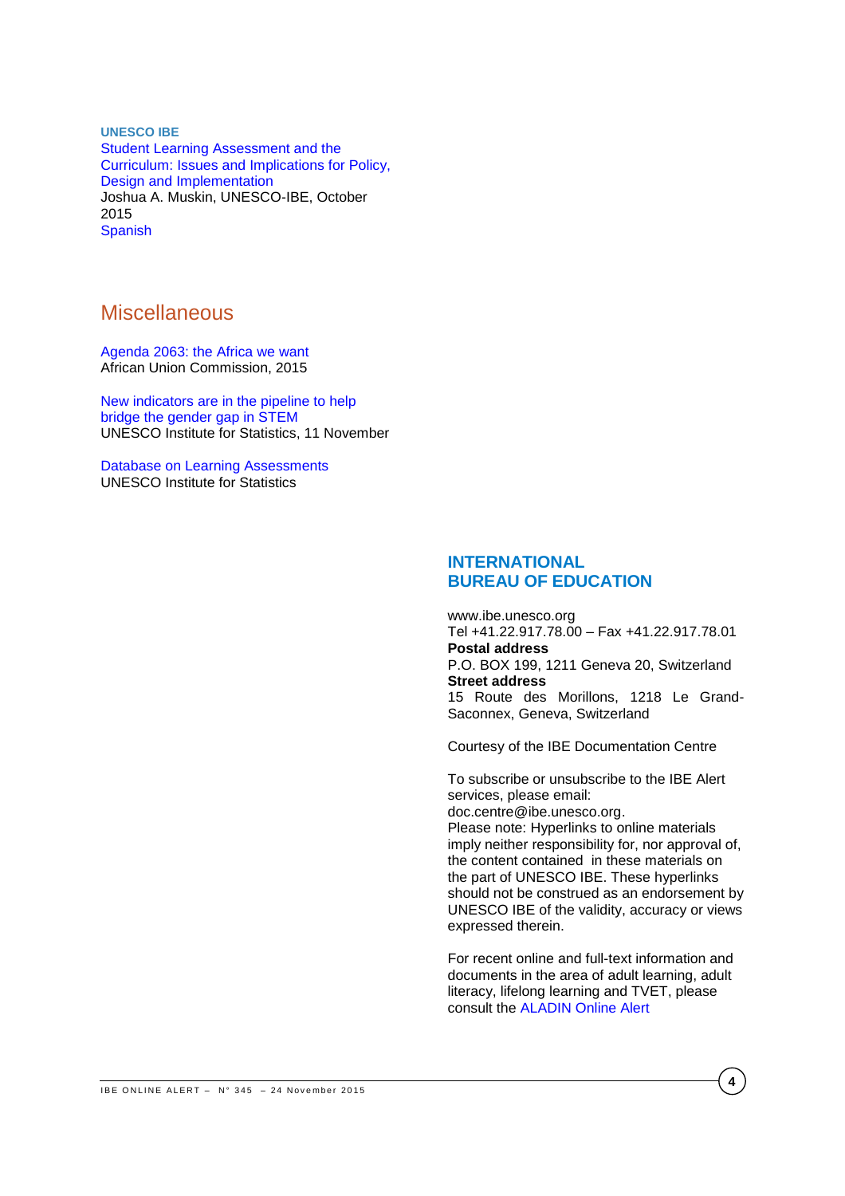**UNESCO IBE**

Student Learning Assessment and the Curriculum: Issues and Implications for Policy, Design and Implementation
Joshua A. Muskin, UNESCO-IBE, October 2015
Spanish

## Miscellaneous

Agenda 2063: the Africa we want
African Union Commission, 2015

New indicators are in the pipeline to help bridge the gender gap in STEM
UNESCO Institute for Statistics, 11 November

Database on Learning Assessments
UNESCO Institute for Statistics

## INTERNATIONAL BUREAU OF EDUCATION

www.ibe.unesco.org
Tel +41.22.917.78.00 – Fax +41.22.917.78.01
**Postal address**
P.O. BOX 199, 1211 Geneva 20, Switzerland
**Street address**
15 Route des Morillons, 1218 Le Grand-Saconnex, Geneva, Switzerland

Courtesy of the IBE Documentation Centre

To subscribe or unsubscribe to the IBE Alert services, please email: doc.centre@ibe.unesco.org.
Please note: Hyperlinks to online materials imply neither responsibility for, nor approval of, the content contained in these materials on the part of UNESCO IBE. These hyperlinks should not be construed as an endorsement by UNESCO IBE of the validity, accuracy or views expressed therein.

For recent online and full-text information and documents in the area of adult learning, adult literacy, lifelong learning and TVET, please consult the ALADIN Online Alert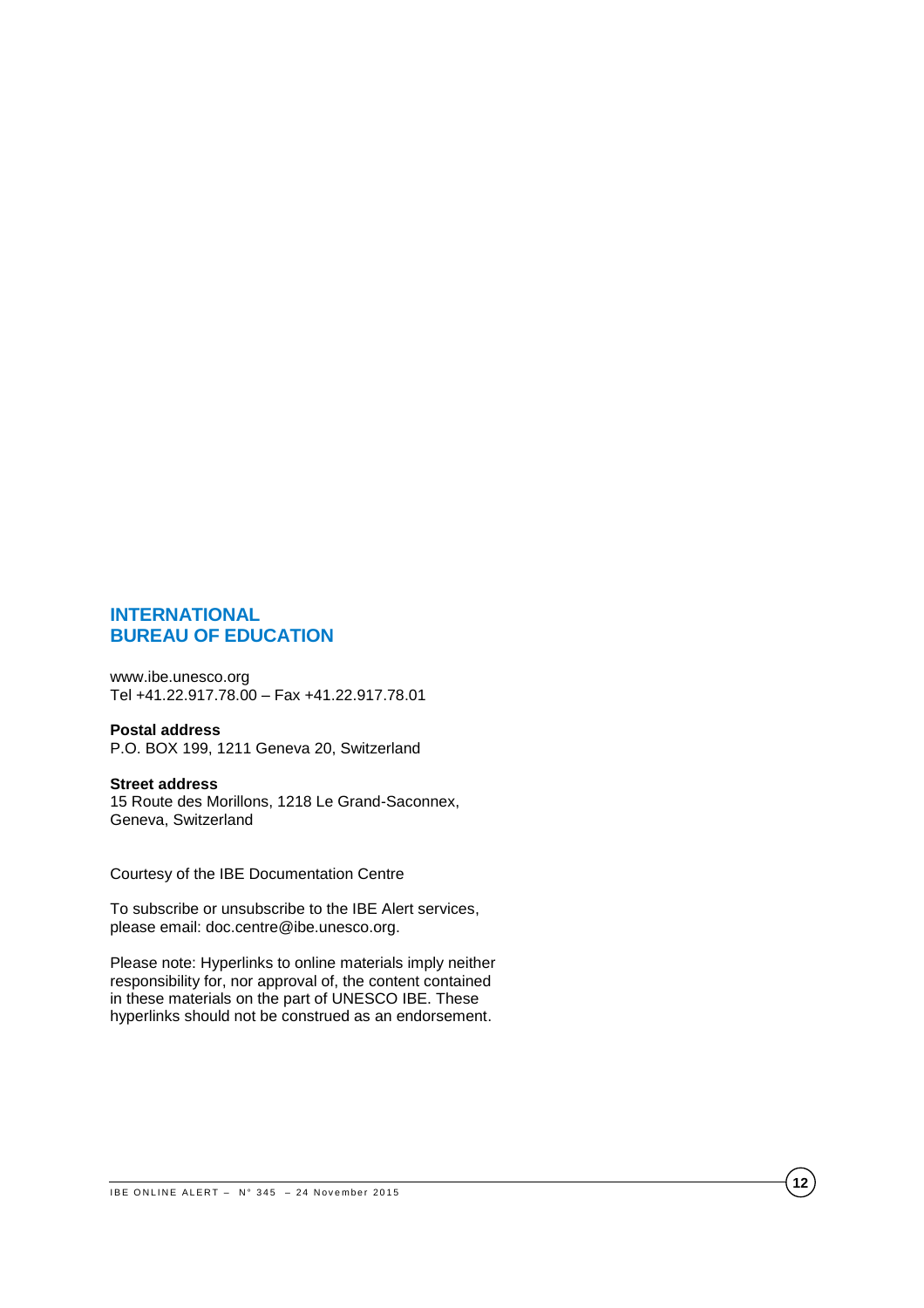# INTERNATIONAL BUREAU OF EDUCATION

www.ibe.unesco.org
Tel +41.22.917.78.00 – Fax +41.22.917.78.01

**Postal address**
P.O. BOX 199, 1211 Geneva 20, Switzerland

**Street address**
15 Route des Morillons, 1218 Le Grand-Saconnex, Geneva, Switzerland

Courtesy of the IBE Documentation Centre

To subscribe or unsubscribe to the IBE Alert services, please email: doc.centre@ibe.unesco.org.

Please note: Hyperlinks to online materials imply neither responsibility for, nor approval of, the content contained in these materials on the part of UNESCO IBE. These hyperlinks should not be construed as an endorsement.